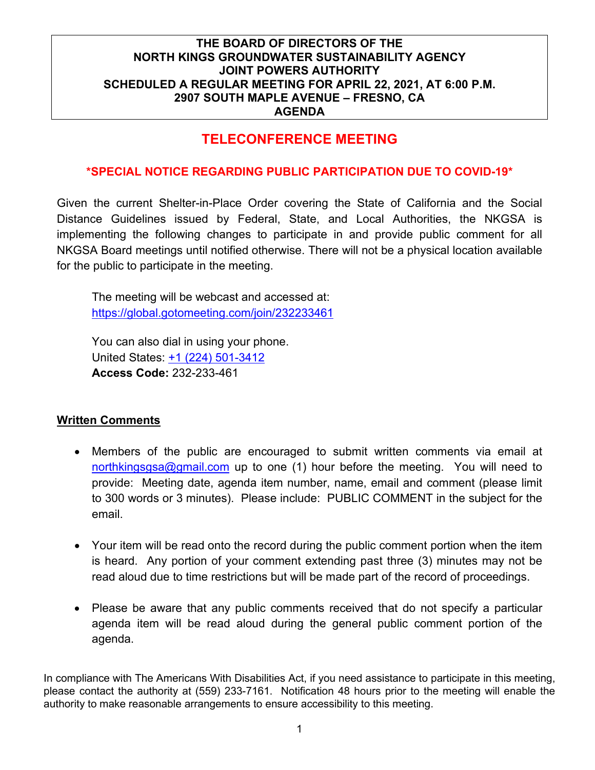**THE BOARD OF DIRECTORS OF THE**
**NORTH KINGS GROUNDWATER SUSTAINABILITY AGENCY**
**JOINT POWERS AUTHORITY**
**SCHEDULED A REGULAR MEETING FOR APRIL 22, 2021, AT 6:00 P.M.**
**2907 SOUTH MAPLE AVENUE – FRESNO, CA**
**AGENDA**

# TELECONFERENCE MEETING

### *SPECIAL NOTICE REGARDING PUBLIC PARTICIPATION DUE TO COVID-19*

Given the current Shelter-in-Place Order covering the State of California and the Social Distance Guidelines issued by Federal, State, and Local Authorities, the NKGSA is implementing the following changes to participate in and provide public comment for all NKGSA Board meetings until notified otherwise. There will not be a physical location available for the public to participate in the meeting.

The meeting will be webcast and accessed at:
https://global.gotomeeting.com/join/232233461

You can also dial in using your phone.
United States: +1 (224) 501-3412
**Access Code:** 232-233-461

**Written Comments**

- Members of the public are encouraged to submit written comments via email at northkingsgsa@gmail.com up to one (1) hour before the meeting. You will need to provide: Meeting date, agenda item number, name, email and comment (please limit to 300 words or 3 minutes). Please include: PUBLIC COMMENT in the subject for the email.

- Your item will be read onto the record during the public comment portion when the item is heard. Any portion of your comment extending past three (3) minutes may not be read aloud due to time restrictions but will be made part of the record of proceedings.

- Please be aware that any public comments received that do not specify a particular agenda item will be read aloud during the general public comment portion of the agenda.

In compliance with The Americans With Disabilities Act, if you need assistance to participate in this meeting, please contact the authority at (559) 233-7161. Notification 48 hours prior to the meeting will enable the authority to make reasonable arrangements to ensure accessibility to this meeting.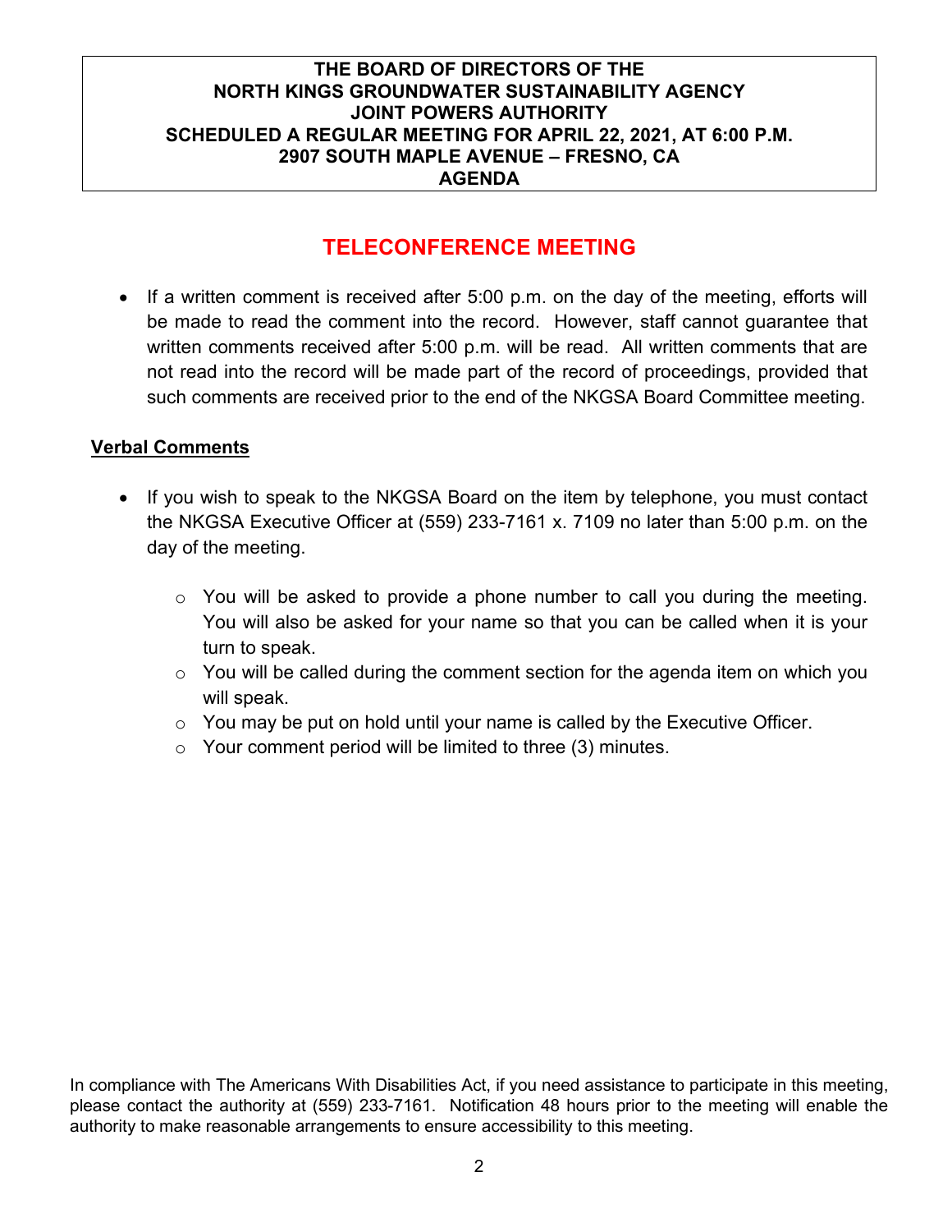**THE BOARD OF DIRECTORS OF THE**
**NORTH KINGS GROUNDWATER SUSTAINABILITY AGENCY**
**JOINT POWERS AUTHORITY**
**SCHEDULED A REGULAR MEETING FOR APRIL 22, 2021, AT 6:00 P.M.**
**2907 SOUTH MAPLE AVENUE – FRESNO, CA**
**AGENDA**

## TELECONFERENCE MEETING

- If a written comment is received after 5:00 p.m. on the day of the meeting, efforts will be made to read the comment into the record. However, staff cannot guarantee that written comments received after 5:00 p.m. will be read. All written comments that are not read into the record will be made part of the record of proceedings, provided that such comments are received prior to the end of the NKGSA Board Committee meeting.

### Verbal Comments

- If you wish to speak to the NKGSA Board on the item by telephone, you must contact the NKGSA Executive Officer at (559) 233-7161 x. 7109 no later than 5:00 p.m. on the day of the meeting.
  - You will be asked to provide a phone number to call you during the meeting. You will also be asked for your name so that you can be called when it is your turn to speak.
  - You will be called during the comment section for the agenda item on which you will speak.
  - You may be put on hold until your name is called by the Executive Officer.
  - Your comment period will be limited to three (3) minutes.

In compliance with The Americans With Disabilities Act, if you need assistance to participate in this meeting, please contact the authority at (559) 233-7161. Notification 48 hours prior to the meeting will enable the authority to make reasonable arrangements to ensure accessibility to this meeting.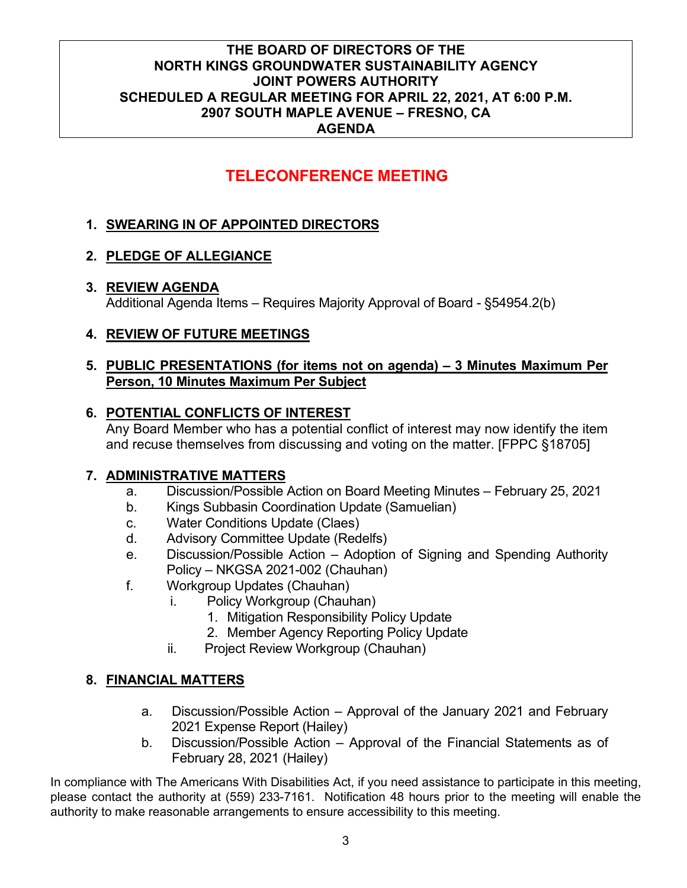**THE BOARD OF DIRECTORS OF THE**
**NORTH KINGS GROUNDWATER SUSTAINABILITY AGENCY**
**JOINT POWERS AUTHORITY**
**SCHEDULED A REGULAR MEETING FOR APRIL 22, 2021, AT 6:00 P.M.**
**2907 SOUTH MAPLE AVENUE – FRESNO, CA**
**AGENDA**

# TELECONFERENCE MEETING

1. **SWEARING IN OF APPOINTED DIRECTORS**

2. **PLEDGE OF ALLEGIANCE**

3. **REVIEW AGENDA**
   Additional Agenda Items – Requires Majority Approval of Board - §54954.2(b)

4. **REVIEW OF FUTURE MEETINGS**

5. **PUBLIC PRESENTATIONS (for items not on agenda) – 3 Minutes Maximum Per Person, 10 Minutes Maximum Per Subject**

6. **POTENTIAL CONFLICTS OF INTEREST**
   Any Board Member who has a potential conflict of interest may now identify the item and recuse themselves from discussing and voting on the matter. [FPPC §18705]

7. **ADMINISTRATIVE MATTERS**
   a. Discussion/Possible Action on Board Meeting Minutes – February 25, 2021
   b. Kings Subbasin Coordination Update (Samuelian)
   c. Water Conditions Update (Claes)
   d. Advisory Committee Update (Redelfs)
   e. Discussion/Possible Action – Adoption of Signing and Spending Authority Policy – NKGSA 2021-002 (Chauhan)
   f. Workgroup Updates (Chauhan)
      i. Policy Workgroup (Chauhan)
         1. Mitigation Responsibility Policy Update
         2. Member Agency Reporting Policy Update
      ii. Project Review Workgroup (Chauhan)

8. **FINANCIAL MATTERS**
   a. Discussion/Possible Action – Approval of the January 2021 and February 2021 Expense Report (Hailey)
   b. Discussion/Possible Action – Approval of the Financial Statements as of February 28, 2021 (Hailey)

In compliance with The Americans With Disabilities Act, if you need assistance to participate in this meeting, please contact the authority at (559) 233-7161. Notification 48 hours prior to the meeting will enable the authority to make reasonable arrangements to ensure accessibility to this meeting.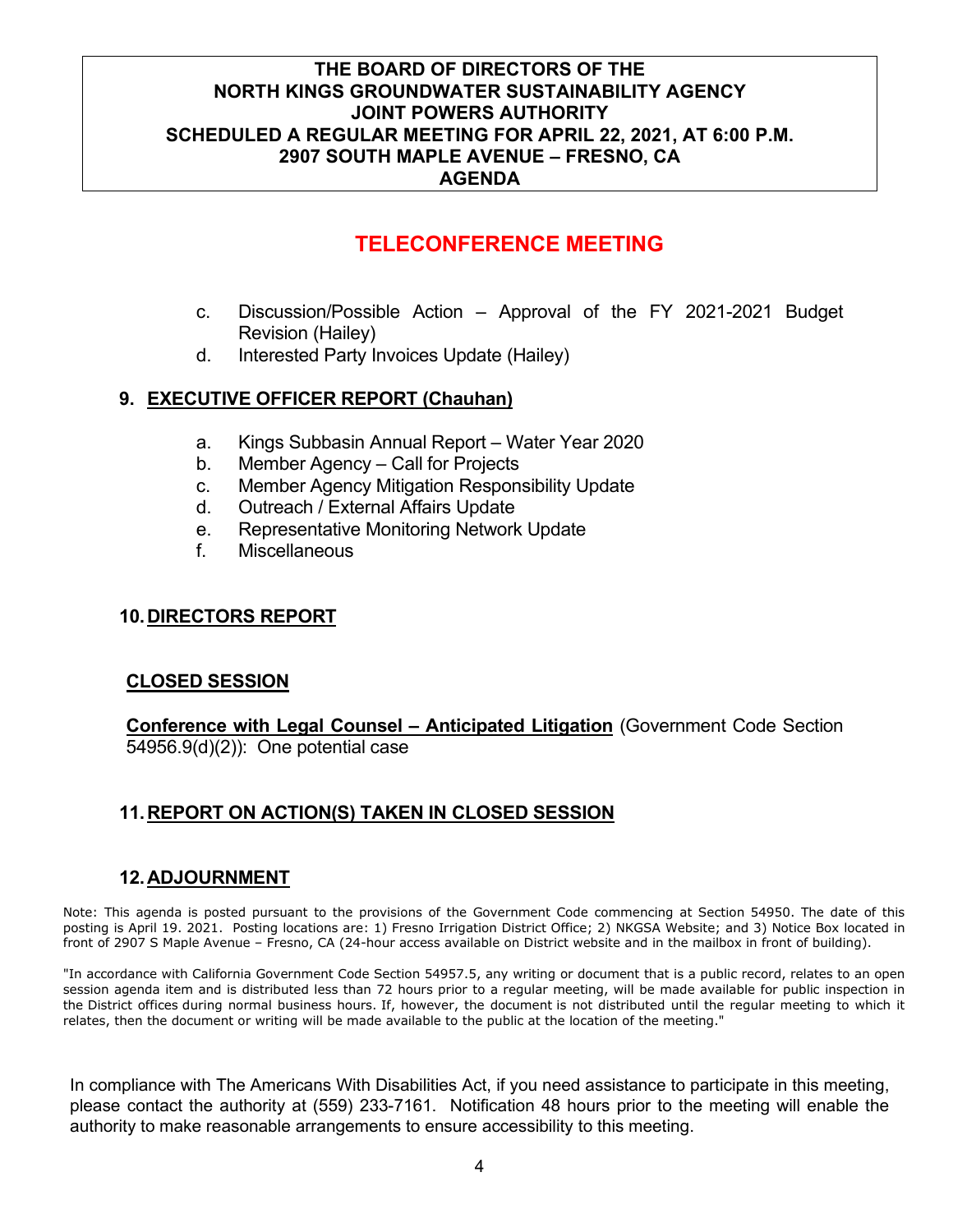**THE BOARD OF DIRECTORS OF THE**
**NORTH KINGS GROUNDWATER SUSTAINABILITY AGENCY**
**JOINT POWERS AUTHORITY**
**SCHEDULED A REGULAR MEETING FOR APRIL 22, 2021, AT 6:00 P.M.**
**2907 SOUTH MAPLE AVENUE – FRESNO, CA**
**AGENDA**

## TELECONFERENCE MEETING

c. Discussion/Possible Action – Approval of the FY 2021-2021 Budget Revision (Hailey)
d. Interested Party Invoices Update (Hailey)

### 9. EXECUTIVE OFFICER REPORT (Chauhan)

a. Kings Subbasin Annual Report – Water Year 2020
b. Member Agency – Call for Projects
c. Member Agency Mitigation Responsibility Update
d. Outreach / External Affairs Update
e. Representative Monitoring Network Update
f. Miscellaneous

### 10. DIRECTORS REPORT

### CLOSED SESSION

**Conference with Legal Counsel – Anticipated Litigation** (Government Code Section 54956.9(d)(2)): One potential case

### 11. REPORT ON ACTION(S) TAKEN IN CLOSED SESSION

### 12. ADJOURNMENT

Note: This agenda is posted pursuant to the provisions of the Government Code commencing at Section 54950. The date of this posting is April 19. 2021. Posting locations are: 1) Fresno Irrigation District Office; 2) NKGSA Website; and 3) Notice Box located in front of 2907 S Maple Avenue – Fresno, CA (24-hour access available on District website and in the mailbox in front of building).

"In accordance with California Government Code Section 54957.5, any writing or document that is a public record, relates to an open session agenda item and is distributed less than 72 hours prior to a regular meeting, will be made available for public inspection in the District offices during normal business hours. If, however, the document is not distributed until the regular meeting to which it relates, then the document or writing will be made available to the public at the location of the meeting."

In compliance with The Americans With Disabilities Act, if you need assistance to participate in this meeting, please contact the authority at (559) 233-7161. Notification 48 hours prior to the meeting will enable the authority to make reasonable arrangements to ensure accessibility to this meeting.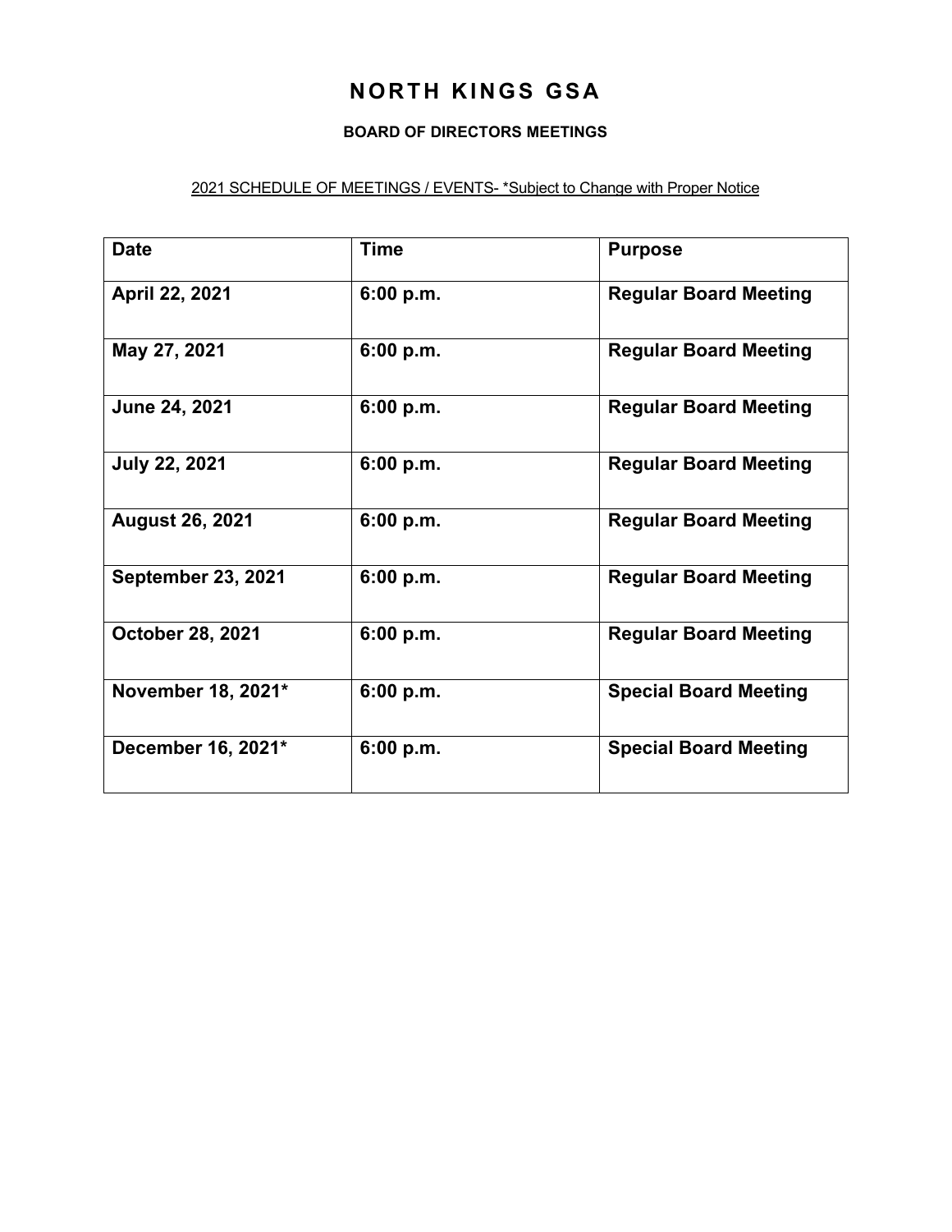# NORTH KINGS GSA

**BOARD OF DIRECTORS MEETINGS**

2021 SCHEDULE OF MEETINGS / EVENTS- *Subject to Change with Proper Notice

| **Date** | **Time** | **Purpose** |
|---|---|---|
| **April 22, 2021** | **6:00 p.m.** | **Regular Board Meeting** |
| **May 27, 2021** | **6:00 p.m.** | **Regular Board Meeting** |
| **June 24, 2021** | **6:00 p.m.** | **Regular Board Meeting** |
| **July 22, 2021** | **6:00 p.m.** | **Regular Board Meeting** |
| **August 26, 2021** | **6:00 p.m.** | **Regular Board Meeting** |
| **September 23, 2021** | **6:00 p.m.** | **Regular Board Meeting** |
| **October 28, 2021** | **6:00 p.m.** | **Regular Board Meeting** |
| **November 18, 2021*** | **6:00 p.m.** | **Special Board Meeting** |
| **December 16, 2021*** | **6:00 p.m.** | **Special Board Meeting** |